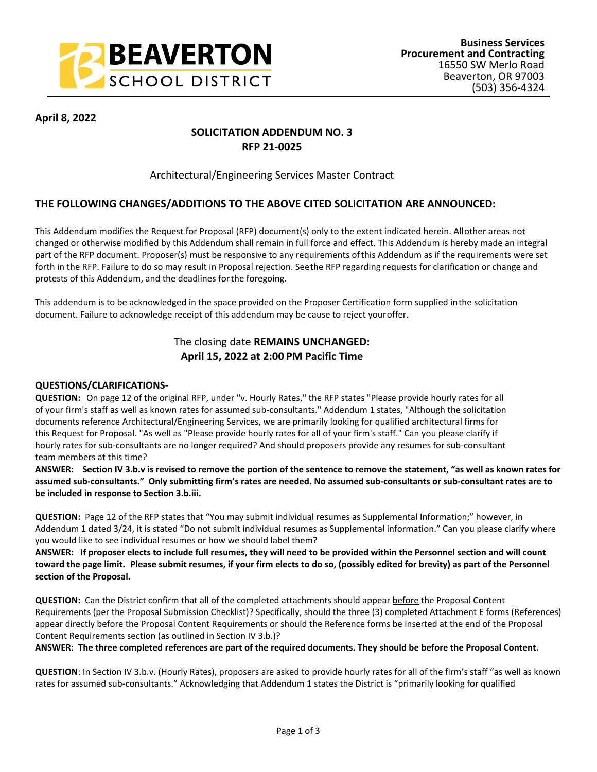**BEAVERTON SCHOOL DISTRICT**

**Business Services**
**Procurement and Contracting**
16550 SW Merlo Road
Beaverton, OR 97003
(503) 356-4324

**April 8, 2022**

## SOLICITATION ADDENDUM NO. 3
## RFP 21-0025

Architectural/Engineering Services Master Contract

### THE FOLLOWING CHANGES/ADDITIONS TO THE ABOVE CITED SOLICITATION ARE ANNOUNCED:

This Addendum modifies the Request for Proposal (RFP) document(s) only to the extent indicated herein. All other areas not changed or otherwise modified by this Addendum shall remain in full force and effect. This Addendum is hereby made an integral part of the RFP document. Proposer(s) must be responsive to any requirements of this Addendum as if the requirements were set forth in the RFP. Failure to do so may result in Proposal rejection. See the RFP regarding requests for clarification or change and protests of this Addendum, and the deadlines for the foregoing.

This addendum is to be acknowledged in the space provided on the Proposer Certification form supplied in the solicitation document. Failure to acknowledge receipt of this addendum may be cause to reject your offer.

The closing date **REMAINS UNCHANGED:**
**April 15, 2022 at 2:00 PM Pacific Time**

**QUESTIONS/CLARIFICATIONS-**

**QUESTION:** On page 12 of the original RFP, under "v. Hourly Rates," the RFP states "Please provide hourly rates for all of your firm's staff as well as known rates for assumed sub-consultants." Addendum 1 states, "Although the solicitation documents reference Architectural/Engineering Services, we are primarily looking for qualified architectural firms for this Request for Proposal. "As well as "Please provide hourly rates for all of your firm's staff." Can you please clarify if hourly rates for sub-consultants are no longer required? And should proposers provide any resumes for sub-consultant team members at this time?

**ANSWER: Section IV 3.b.v is revised to remove the portion of the sentence to remove the statement, "as well as known rates for assumed sub-consultants." Only submitting firm's rates are needed. No assumed sub-consultants or sub-consultant rates are to be included in response to Section 3.b.iii.**

**QUESTION:** Page 12 of the RFP states that "You may submit individual resumes as Supplemental Information;" however, in Addendum 1 dated 3/24, it is stated "Do not submit individual resumes as Supplemental information." Can you please clarify where you would like to see individual resumes or how we should label them?

**ANSWER: If proposer elects to include full resumes, they will need to be provided within the Personnel section and will count toward the page limit. Please submit resumes, if your firm elects to do so, (possibly edited for brevity) as part of the Personnel section of the Proposal.**

**QUESTION:** Can the District confirm that all of the completed attachments should appear <u>before</u> the Proposal Content Requirements (per the Proposal Submission Checklist)? Specifically, should the three (3) completed Attachment E forms (References) appear directly before the Proposal Content Requirements or should the Reference forms be inserted at the end of the Proposal Content Requirements section (as outlined in Section IV 3.b.)?

**ANSWER: The three completed references are part of the required documents. They should be before the Proposal Content.**

**QUESTION**: In Section IV 3.b.v. (Hourly Rates), proposers are asked to provide hourly rates for all of the firm's staff "as well as known rates for assumed sub-consultants." Acknowledging that Addendum 1 states the District is "primarily looking for qualified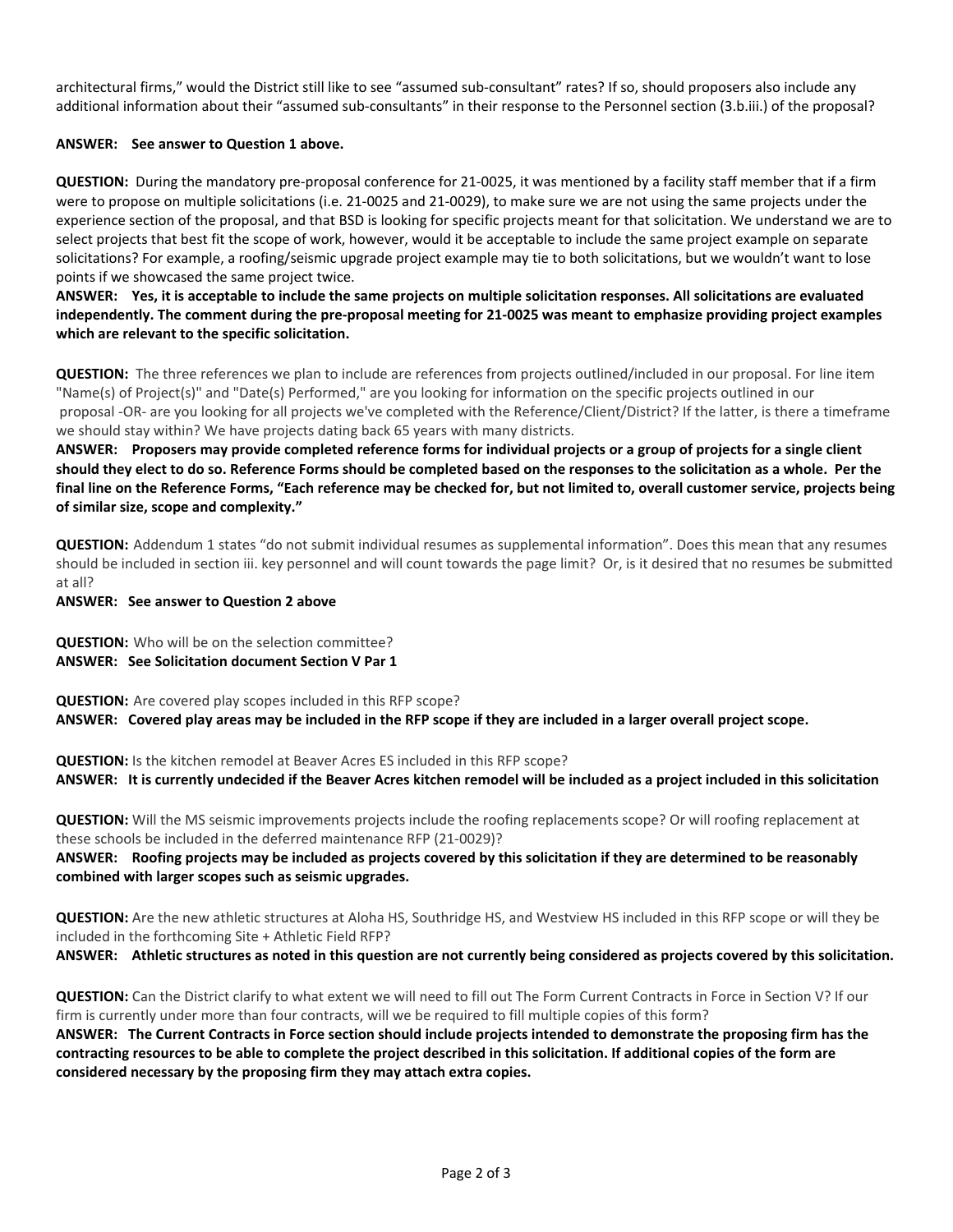architectural firms," would the District still like to see "assumed sub-consultant" rates? If so, should proposers also include any additional information about their "assumed sub-consultants" in their response to the Personnel section (3.b.iii.) of the proposal?

**ANSWER: See answer to Question 1 above.**

**QUESTION:** During the mandatory pre-proposal conference for 21-0025, it was mentioned by a facility staff member that if a firm were to propose on multiple solicitations (i.e. 21-0025 and 21-0029), to make sure we are not using the same projects under the experience section of the proposal, and that BSD is looking for specific projects meant for that solicitation. We understand we are to select projects that best fit the scope of work, however, would it be acceptable to include the same project example on separate solicitations? For example, a roofing/seismic upgrade project example may tie to both solicitations, but we wouldn't want to lose points if we showcased the same project twice.

**ANSWER: Yes, it is acceptable to include the same projects on multiple solicitation responses. All solicitations are evaluated independently. The comment during the pre-proposal meeting for 21-0025 was meant to emphasize providing project examples which are relevant to the specific solicitation.**

**QUESTION:** The three references we plan to include are references from projects outlined/included in our proposal. For line item "Name(s) of Project(s)" and "Date(s) Performed," are you looking for information on the specific projects outlined in our proposal -OR- are you looking for all projects we've completed with the Reference/Client/District? If the latter, is there a timeframe we should stay within? We have projects dating back 65 years with many districts.

**ANSWER: Proposers may provide completed reference forms for individual projects or a group of projects for a single client should they elect to do so. Reference Forms should be completed based on the responses to the solicitation as a whole. Per the final line on the Reference Forms, "Each reference may be checked for, but not limited to, overall customer service, projects being of similar size, scope and complexity."**

**QUESTION:** Addendum 1 states "do not submit individual resumes as supplemental information". Does this mean that any resumes should be included in section iii. key personnel and will count towards the page limit? Or, is it desired that no resumes be submitted at all?

**ANSWER: See answer to Question 2 above**

**QUESTION:** Who will be on the selection committee?

**ANSWER: See Solicitation document Section V Par 1**

**QUESTION:** Are covered play scopes included in this RFP scope?

**ANSWER: Covered play areas may be included in the RFP scope if they are included in a larger overall project scope.**

**QUESTION:** Is the kitchen remodel at Beaver Acres ES included in this RFP scope?

**ANSWER: It is currently undecided if the Beaver Acres kitchen remodel will be included as a project included in this solicitation**

**QUESTION:** Will the MS seismic improvements projects include the roofing replacements scope? Or will roofing replacement at these schools be included in the deferred maintenance RFP (21-0029)?

**ANSWER: Roofing projects may be included as projects covered by this solicitation if they are determined to be reasonably combined with larger scopes such as seismic upgrades.**

**QUESTION:** Are the new athletic structures at Aloha HS, Southridge HS, and Westview HS included in this RFP scope or will they be included in the forthcoming Site + Athletic Field RFP?

**ANSWER: Athletic structures as noted in this question are not currently being considered as projects covered by this solicitation.**

**QUESTION:** Can the District clarify to what extent we will need to fill out The Form Current Contracts in Force in Section V? If our firm is currently under more than four contracts, will we be required to fill multiple copies of this form?

**ANSWER: The Current Contracts in Force section should include projects intended to demonstrate the proposing firm has the contracting resources to be able to complete the project described in this solicitation. If additional copies of the form are considered necessary by the proposing firm they may attach extra copies.**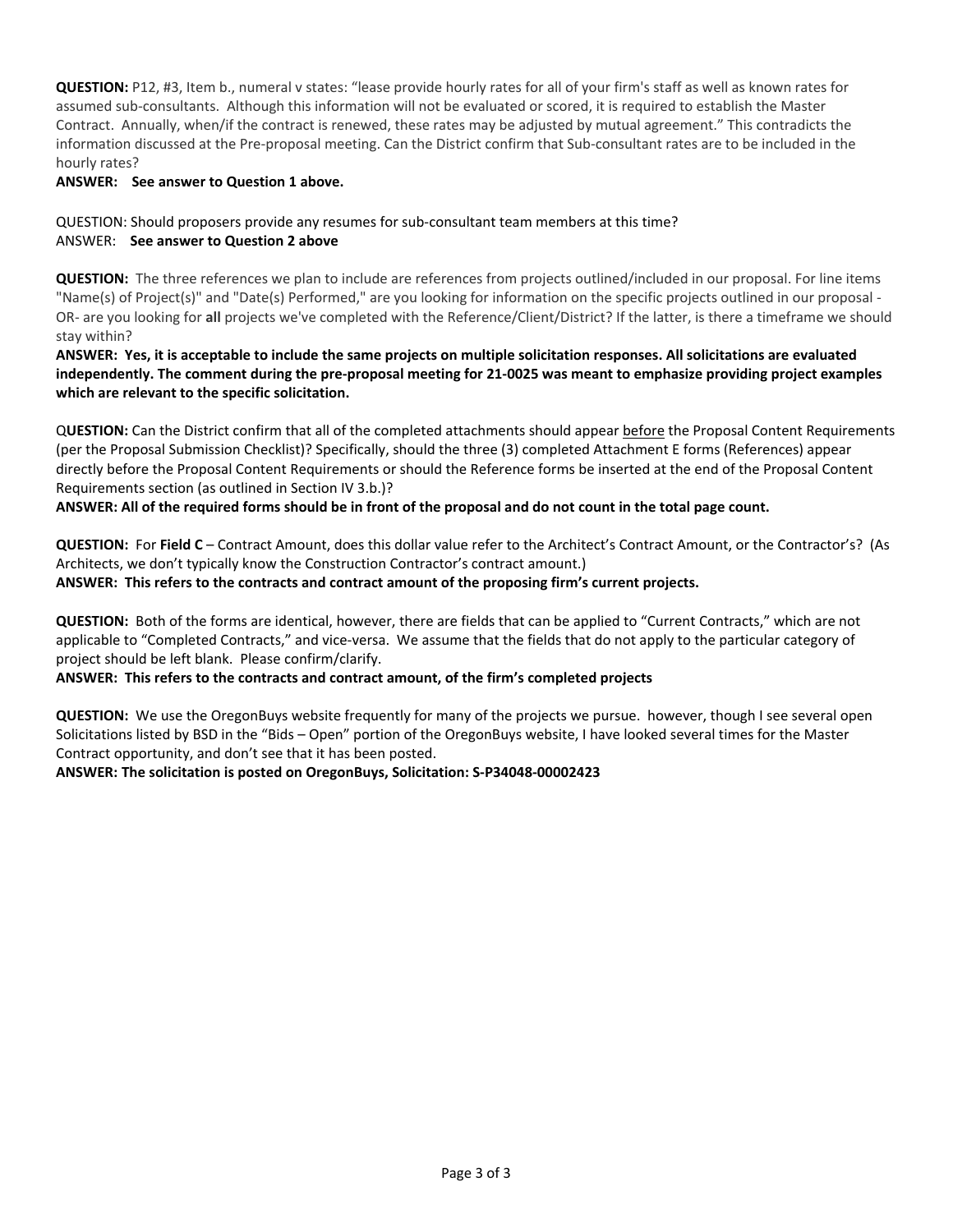**QUESTION:** P12, #3, Item b., numeral v states: "lease provide hourly rates for all of your firm's staff as well as known rates for assumed sub-consultants. Although this information will not be evaluated or scored, it is required to establish the Master Contract. Annually, when/if the contract is renewed, these rates may be adjusted by mutual agreement." This contradicts the information discussed at the Pre-proposal meeting. Can the District confirm that Sub-consultant rates are to be included in the hourly rates?

**ANSWER: See answer to Question 1 above.**

QUESTION: Should proposers provide any resumes for sub-consultant team members at this time?
ANSWER: **See answer to Question 2 above**

**QUESTION:** The three references we plan to include are references from projects outlined/included in our proposal. For line items "Name(s) of Project(s)" and "Date(s) Performed," are you looking for information on the specific projects outlined in our proposal - OR- are you looking for **all** projects we've completed with the Reference/Client/District? If the latter, is there a timeframe we should stay within?

**ANSWER: Yes, it is acceptable to include the same projects on multiple solicitation responses. All solicitations are evaluated independently. The comment during the pre-proposal meeting for 21-0025 was meant to emphasize providing project examples which are relevant to the specific solicitation.**

Q**UESTION:** Can the District confirm that all of the completed attachments should appear <u>before</u> the Proposal Content Requirements (per the Proposal Submission Checklist)? Specifically, should the three (3) completed Attachment E forms (References) appear directly before the Proposal Content Requirements or should the Reference forms be inserted at the end of the Proposal Content Requirements section (as outlined in Section IV 3.b.)?

**ANSWER: All of the required forms should be in front of the proposal and do not count in the total page count.**

**QUESTION:** For **Field C** – Contract Amount, does this dollar value refer to the Architect's Contract Amount, or the Contractor's? (As Architects, we don't typically know the Construction Contractor's contract amount.)

**ANSWER: This refers to the contracts and contract amount of the proposing firm's current projects.**

**QUESTION:** Both of the forms are identical, however, there are fields that can be applied to "Current Contracts," which are not applicable to "Completed Contracts," and vice-versa. We assume that the fields that do not apply to the particular category of project should be left blank. Please confirm/clarify.

**ANSWER: This refers to the contracts and contract amount, of the firm's completed projects**

**QUESTION:** We use the OregonBuys website frequently for many of the projects we pursue. however, though I see several open Solicitations listed by BSD in the "Bids – Open" portion of the OregonBuys website, I have looked several times for the Master Contract opportunity, and don't see that it has been posted.

**ANSWER: The solicitation is posted on OregonBuys, Solicitation: S-P34048-00002423**